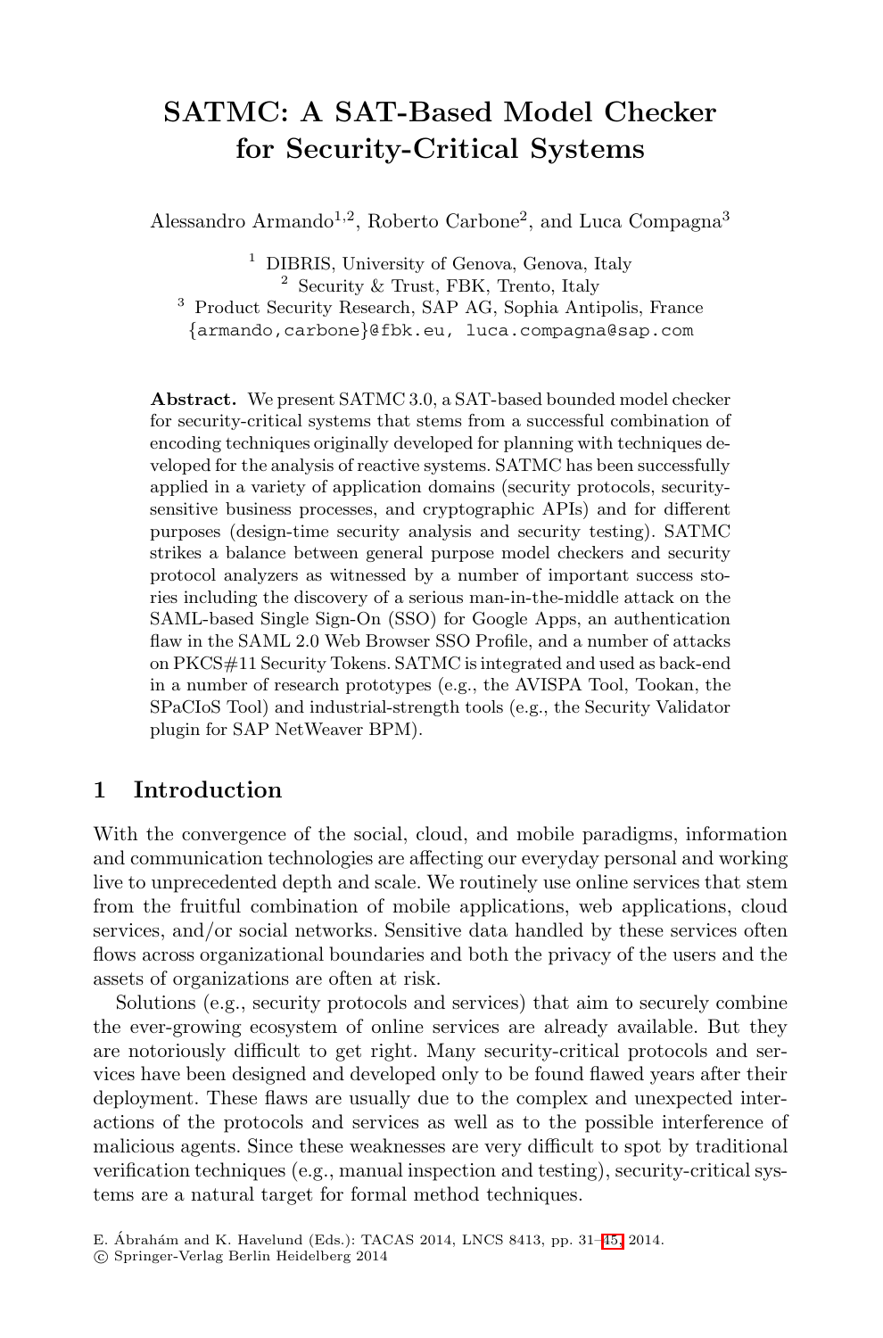# SATMC: A SAT-Based Model Checker for Security-Critical Systems

Alessandro Armando[1,2], Roberto Carbone[2], and Luca Compagna[3]

[1] DIBRIS, University of Genova, Genova, Italy
[2] Security & Trust, FBK, Trento, Italy
[3] Product Security Research, SAP AG, Sophia Antipolis, France
{armando,carbone}@fbk.eu, luca.compagna@sap.com

**Abstract.** We present SATMC 3.0, a SAT-based bounded model checker for security-critical systems that stems from a successful combination of encoding techniques originally developed for planning with techniques developed for the analysis of reactive systems. SATMC has been successfully applied in a variety of application domains (security protocols, security-sensitive business processes, and cryptographic APIs) and for different purposes (design-time security analysis and security testing). SATMC strikes a balance between general purpose model checkers and security protocol analyzers as witnessed by a number of important success stories including the discovery of a serious man-in-the-middle attack on the SAML-based Single Sign-On (SSO) for Google Apps, an authentication flaw in the SAML 2.0 Web Browser SSO Profile, and a number of attacks on PKCS#11 Security Tokens. SATMC is integrated and used as back-end in a number of research prototypes (e.g., the AVISPA Tool, Tookan, the SPaCIoS Tool) and industrial-strength tools (e.g., the Security Validator plugin for SAP NetWeaver BPM).

## 1 Introduction

With the convergence of the social, cloud, and mobile paradigms, information and communication technologies are affecting our everyday personal and working live to unprecedented depth and scale. We routinely use online services that stem from the fruitful combination of mobile applications, web applications, cloud services, and/or social networks. Sensitive data handled by these services often flows across organizational boundaries and both the privacy of the users and the assets of organizations are often at risk.

Solutions (e.g., security protocols and services) that aim to securely combine the ever-growing ecosystem of online services are already available. But they are notoriously difficult to get right. Many security-critical protocols and services have been designed and developed only to be found flawed years after their deployment. These flaws are usually due to the complex and unexpected interactions of the protocols and services as well as to the possible interference of malicious agents. Since these weaknesses are very difficult to spot by traditional verification techniques (e.g., manual inspection and testing), security-critical systems are a natural target for formal method techniques.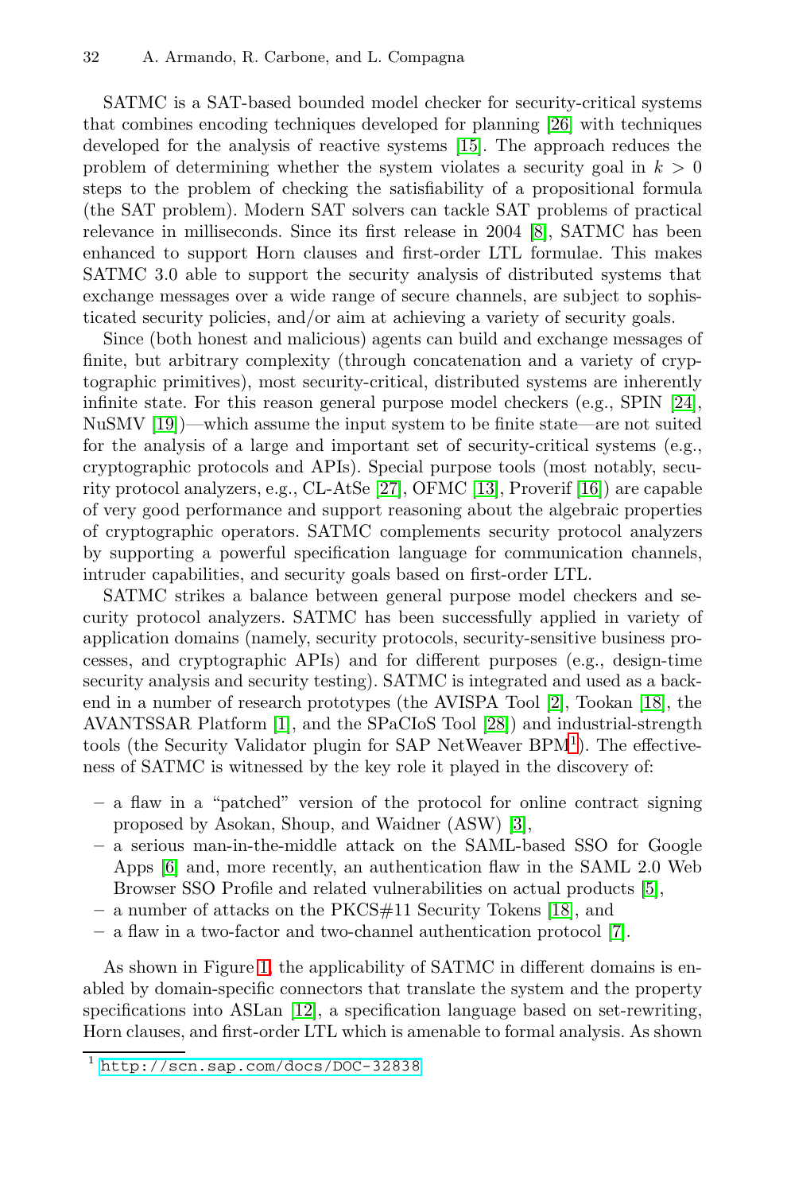SATMC is a SAT-based bounded model checker for security-critical systems that combines encoding techniques developed for planning [26] with techniques developed for the analysis of reactive systems [15]. The approach reduces the problem of determining whether the system violates a security goal in $k > 0$ steps to the problem of checking the satisfiability of a propositional formula (the SAT problem). Modern SAT solvers can tackle SAT problems of practical relevance in milliseconds. Since its first release in 2004 [8], SATMC has been enhanced to support Horn clauses and first-order LTL formulae. This makes SATMC 3.0 able to support the security analysis of distributed systems that exchange messages over a wide range of secure channels, are subject to sophisticated security policies, and/or aim at achieving a variety of security goals.

Since (both honest and malicious) agents can build and exchange messages of finite, but arbitrary complexity (through concatenation and a variety of cryptographic primitives), most security-critical, distributed systems are inherently infinite state. For this reason general purpose model checkers (e.g., SPIN [24], NuSMV [19])—which assume the input system to be finite state—are not suited for the analysis of a large and important set of security-critical systems (e.g., cryptographic protocols and APIs). Special purpose tools (most notably, security protocol analyzers, e.g., CL-AtSe [27], OFMC [13], Proverif [16]) are capable of very good performance and support reasoning about the algebraic properties of cryptographic operators. SATMC complements security protocol analyzers by supporting a powerful specification language for communication channels, intruder capabilities, and security goals based on first-order LTL.

SATMC strikes a balance between general purpose model checkers and security protocol analyzers. SATMC has been successfully applied in variety of application domains (namely, security protocols, security-sensitive business processes, and cryptographic APIs) and for different purposes (e.g., design-time security analysis and security testing). SATMC is integrated and used as a back-end in a number of research prototypes (the AVISPA Tool [2], Tookan [18], the AVANTSSAR Platform [1], and the SPaCIoS Tool [28]) and industrial-strength tools (the Security Validator plugin for SAP NetWeaver BPM[1]). The effectiveness of SATMC is witnessed by the key role it played in the discovery of:

- a flaw in a "patched" version of the protocol for online contract signing proposed by Asokan, Shoup, and Waidner (ASW) [3],
- a serious man-in-the-middle attack on the SAML-based SSO for Google Apps [6] and, more recently, an authentication flaw in the SAML 2.0 Web Browser SSO Profile and related vulnerabilities on actual products [5],
- a number of attacks on the PKCS#11 Security Tokens [18], and
- a flaw in a two-factor and two-channel authentication protocol [7].

As shown in Figure 1, the applicability of SATMC in different domains is enabled by domain-specific connectors that translate the system and the property specifications into ASLan [12], a specification language based on set-rewriting, Horn clauses, and first-order LTL which is amenable to formal analysis. As shown

[1] http://scn.sap.com/docs/DOC-32838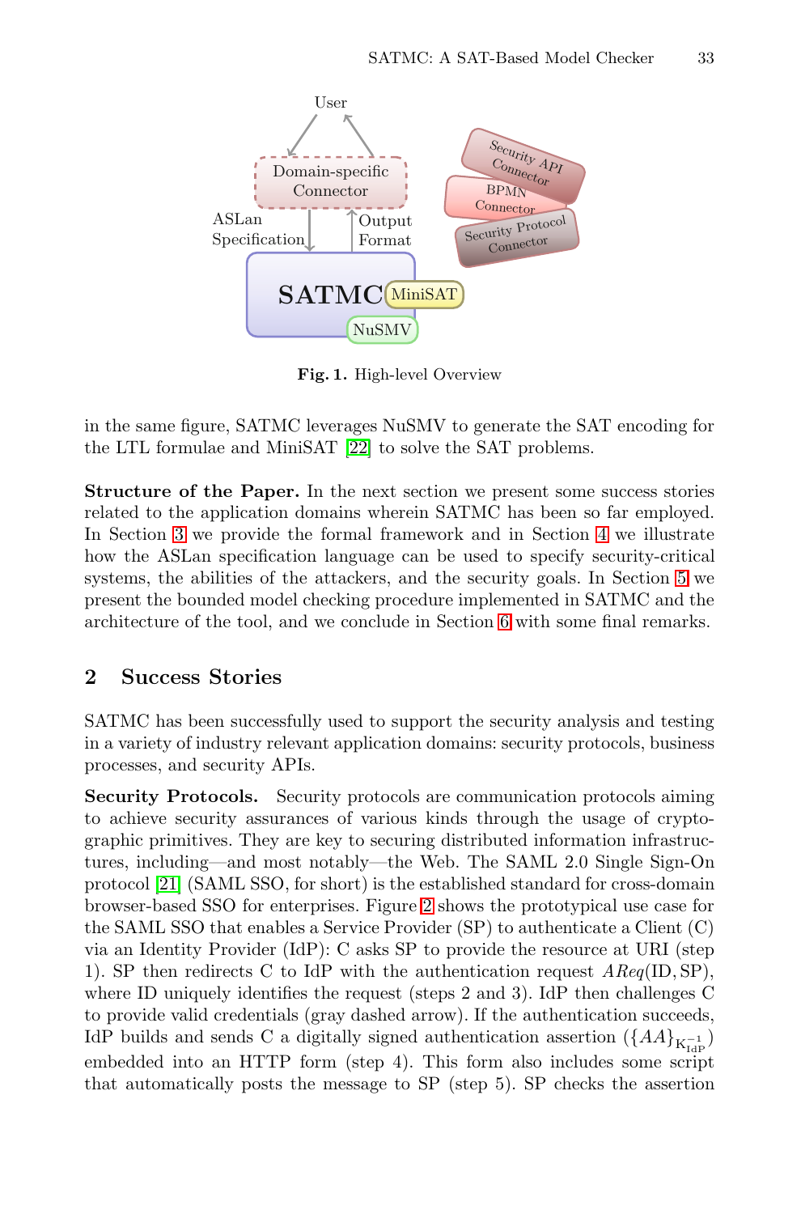**Fig. 1.** High-level Overview

in the same figure, SATMC leverages NuSMV to generate the SAT encoding for the LTL formulae and MiniSAT [22] to solve the SAT problems.

**Structure of the Paper.** In the next section we present some success stories related to the application domains wherein SATMC has been so far employed. In Section 3 we provide the formal framework and in Section 4 we illustrate how the ASLan specification language can be used to specify security-critical systems, the abilities of the attackers, and the security goals. In Section 5 we present the bounded model checking procedure implemented in SATMC and the architecture of the tool, and we conclude in Section 6 with some final remarks.

## 2 Success Stories

SATMC has been successfully used to support the security analysis and testing in a variety of industry relevant application domains: security protocols, business processes, and security APIs.

**Security Protocols.** Security protocols are communication protocols aiming to achieve security assurances of various kinds through the usage of cryptographic primitives. They are key to securing distributed information infrastructures, including—and most notably—the Web. The SAML 2.0 Single Sign-On protocol [21] (SAML SSO, for short) is the established standard for cross-domain browser-based SSO for enterprises. Figure 2 shows the prototypical use case for the SAML SSO that enables a Service Provider (SP) to authenticate a Client (C) via an Identity Provider (IdP): C asks SP to provide the resource at URI (step 1). SP then redirects C to IdP with the authentication request $AReq(\mathrm{ID}, \mathrm{SP})$, where ID uniquely identifies the request (steps 2 and 3). IdP then challenges C to provide valid credentials (gray dashed arrow). If the authentication succeeds, IdP builds and sends C a digitally signed authentication assertion ($\{AA\}_{K_{\mathrm{IdP}}^{-1}}$) embedded into an HTTP form (step 4). This form also includes some script that automatically posts the message to SP (step 5). SP checks the assertion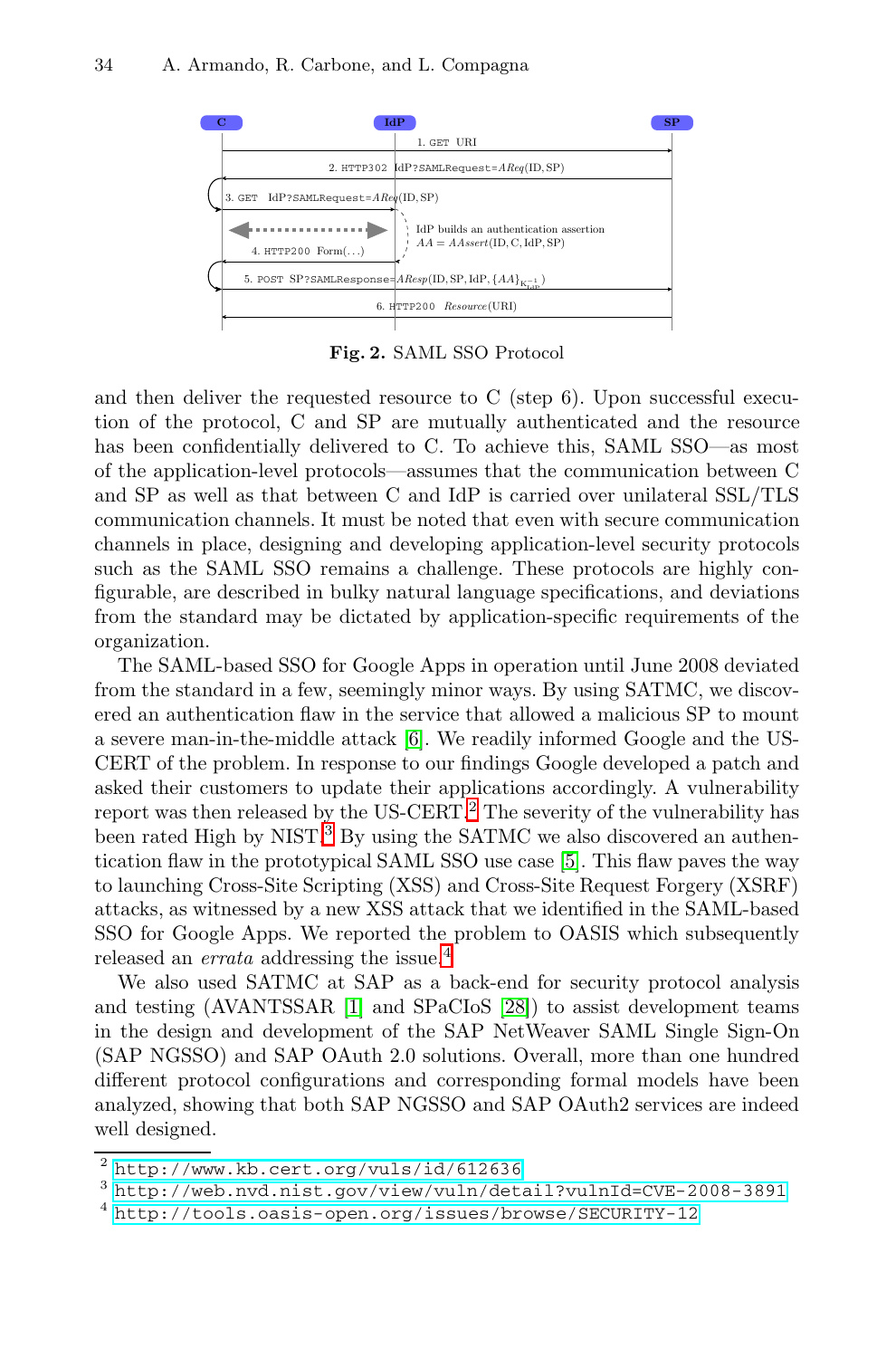**Fig. 2.** SAML SSO Protocol

and then deliver the requested resource to C (step 6). Upon successful execution of the protocol, C and SP are mutually authenticated and the resource has been confidentially delivered to C. To achieve this, SAML SSO—as most of the application-level protocols—assumes that the communication between C and SP as well as that between C and IdP is carried over unilateral SSL/TLS communication channels. It must be noted that even with secure communication channels in place, designing and developing application-level security protocols such as the SAML SSO remains a challenge. These protocols are highly configurable, are described in bulky natural language specifications, and deviations from the standard may be dictated by application-specific requirements of the organization.

The SAML-based SSO for Google Apps in operation until June 2008 deviated from the standard in a few, seemingly minor ways. By using SATMC, we discovered an authentication flaw in the service that allowed a malicious SP to mount a severe man-in-the-middle attack [6]. We readily informed Google and the US-CERT of the problem. In response to our findings Google developed a patch and asked their customers to update their applications accordingly. A vulnerability report was then released by the US-CERT.[2] The severity of the vulnerability has been rated High by NIST.[3] By using the SATMC we also discovered an authentication flaw in the prototypical SAML SSO use case [5]. This flaw paves the way to launching Cross-Site Scripting (XSS) and Cross-Site Request Forgery (XSRF) attacks, as witnessed by a new XSS attack that we identified in the SAML-based SSO for Google Apps. We reported the problem to OASIS which subsequently released an *errata* addressing the issue.[4]

We also used SATMC at SAP as a back-end for security protocol analysis and testing (AVANTSSAR [1] and SPaCIoS [28]) to assist development teams in the design and development of the SAP NetWeaver SAML Single Sign-On (SAP NGSSO) and SAP OAuth 2.0 solutions. Overall, more than one hundred different protocol configurations and corresponding formal models have been analyzed, showing that both SAP NGSSO and SAP OAuth2 services are indeed well designed.

[2] http://www.kb.cert.org/vuls/id/612636

[3] http://web.nvd.nist.gov/view/vuln/detail?vulnId=CVE-2008-3891

[4] http://tools.oasis-open.org/issues/browse/SECURITY-12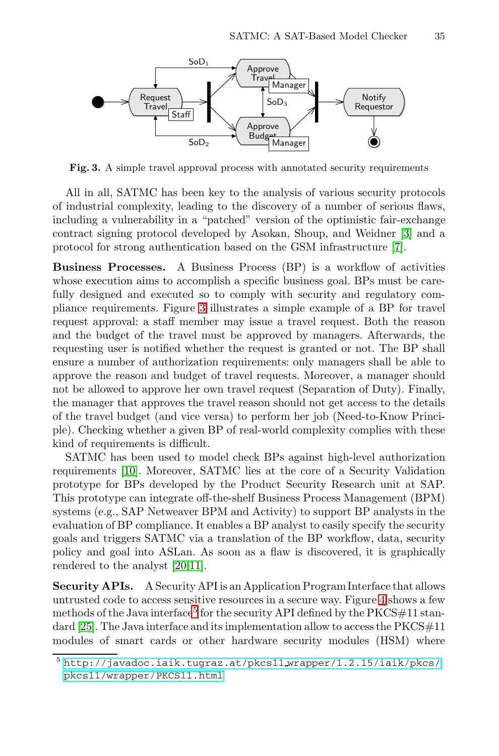SoD$_1$

Request Travel
Staff

Approve Travel
Manager

SoD$_3$

Approve Budget
Manager

Notify Requestor

SoD$_2$

**Fig. 3.** A simple travel approval process with annotated security requirements

All in all, SATMC has been key to the analysis of various security protocols of industrial complexity, leading to the discovery of a number of serious flaws, including a vulnerability in a "patched" version of the optimistic fair-exchange contract signing protocol developed by Asokan, Shoup, and Weidner [3] and a protocol for strong authentication based on the GSM infrastructure [7].

**Business Processes.** A Business Process (BP) is a workflow of activities whose execution aims to accomplish a specific business goal. BPs must be carefully designed and executed so to comply with security and regulatory compliance requirements. Figure 3 illustrates a simple example of a BP for travel request approval: a staff member may issue a travel request. Both the reason and the budget of the travel must be approved by managers. Afterwards, the requesting user is notified whether the request is granted or not. The BP shall ensure a number of authorization requirements: only managers shall be able to approve the reason and budget of travel requests. Moreover, a manager should not be allowed to approve her own travel request (Separation of Duty). Finally, the manager that approves the travel reason should not get access to the details of the travel budget (and vice versa) to perform her job (Need-to-Know Principle). Checking whether a given BP of real-world complexity complies with these kind of requirements is difficult.

SATMC has been used to model check BPs against high-level authorization requirements [10]. Moreover, SATMC lies at the core of a Security Validation prototype for BPs developed by the Product Security Research unit at SAP. This prototype can integrate off-the-shelf Business Process Management (BPM) systems (e.g., SAP Netweaver BPM and Activity) to support BP analysts in the evaluation of BP compliance. It enables a BP analyst to easily specify the security goals and triggers SATMC via a translation of the BP workflow, data, security policy and goal into ASLan. As soon as a flaw is discovered, it is graphically rendered to the analyst [20,11].

**Security APIs.** A Security API is an Application Program Interface that allows untrusted code to access sensitive resources in a secure way. Figure 4 shows a few methods of the Java interface[5] for the security API defined by the PKCS#11 standard [25]. The Java interface and its implementation allow to access the PKCS#11 modules of smart cards or other hardware security modules (HSM) where

[5] http://javadoc.iaik.tugraz.at/pkcs11_wrapper/1.2.15/iaik/pkcs/pkcs11/wrapper/PKCS11.html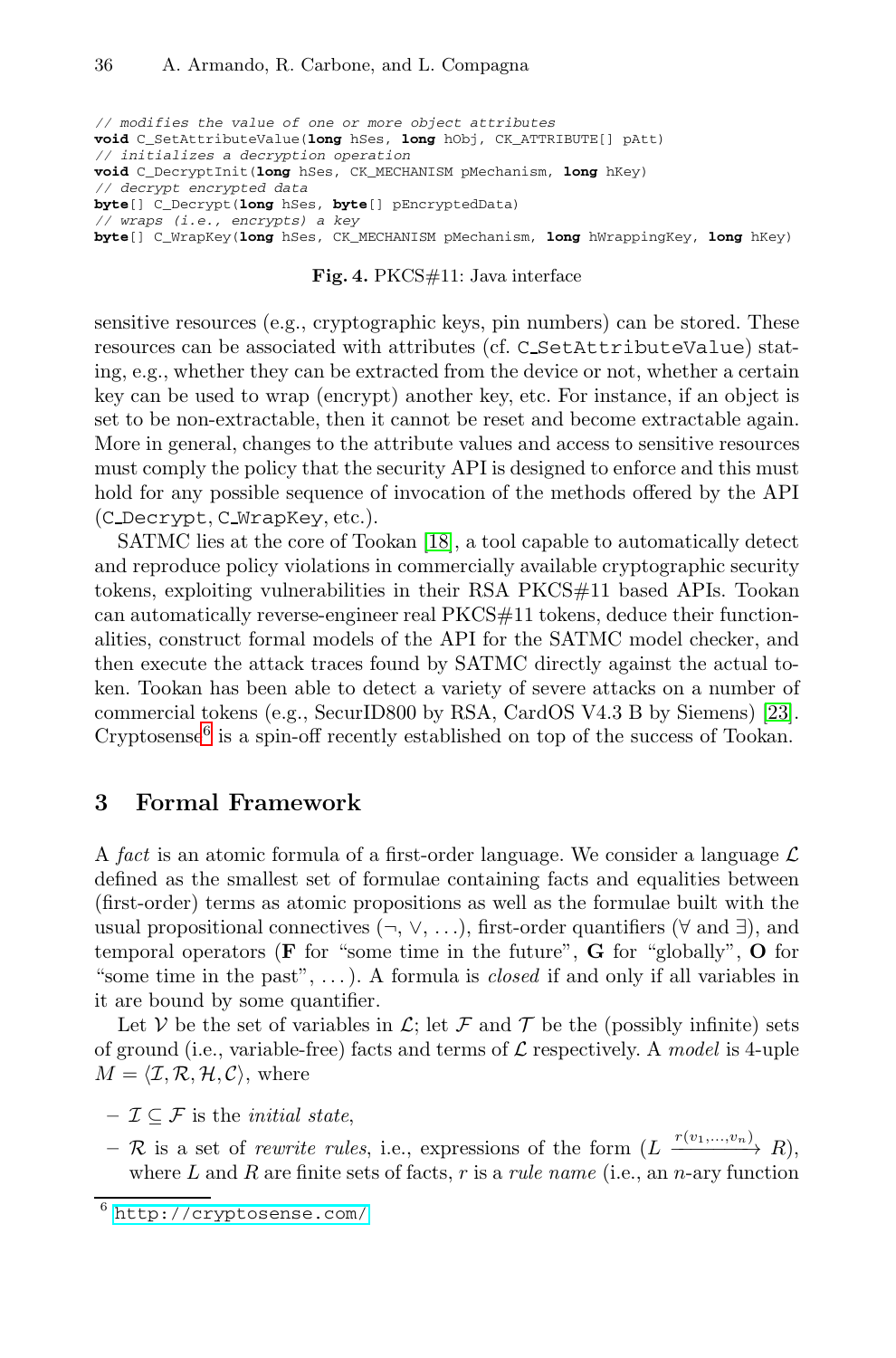```
// modifies the value of one or more object attributes
void C_SetAttributeValue(long hSes, long hObj, CK_ATTRIBUTE[] pAtt)
// initializes a decryption operation
void C_DecryptInit(long hSes, CK_MECHANISM pMechanism, long hKey)
// decrypt encrypted data
byte[] C_Decrypt(long hSes, byte[] pEncryptedData)
// wraps (i.e., encrypts) a key
byte[] C_WrapKey(long hSes, CK_MECHANISM pMechanism, long hWrappingKey, long hKey)
```

**Fig. 4.** PKCS#11: Java interface

sensitive resources (e.g., cryptographic keys, pin numbers) can be stored. These resources can be associated with attributes (cf. C_SetAttributeValue) stating, e.g., whether they can be extracted from the device or not, whether a certain key can be used to wrap (encrypt) another key, etc. For instance, if an object is set to be non-extractable, then it cannot be reset and become extractable again. More in general, changes to the attribute values and access to sensitive resources must comply the policy that the security API is designed to enforce and this must hold for any possible sequence of invocation of the methods offered by the API (C_Decrypt, C_WrapKey, etc.).

SATMC lies at the core of Tookan [18], a tool capable to automatically detect and reproduce policy violations in commercially available cryptographic security tokens, exploiting vulnerabilities in their RSA PKCS#11 based APIs. Tookan can automatically reverse-engineer real PKCS#11 tokens, deduce their functionalities, construct formal models of the API for the SATMC model checker, and then execute the attack traces found by SATMC directly against the actual token. Tookan has been able to detect a variety of severe attacks on a number of commercial tokens (e.g., SecurID800 by RSA, CardOS V4.3 B by Siemens) [23]. Cryptosense[6] is a spin-off recently established on top of the success of Tookan.

## 3 Formal Framework

A *fact* is an atomic formula of a first-order language. We consider a language $\mathcal{L}$ defined as the smallest set of formulae containing facts and equalities between (first-order) terms as atomic propositions as well as the formulae built with the usual propositional connectives ($\neg$, $\vee$, ...), first-order quantifiers ($\forall$ and $\exists$), and temporal operators (**F** for "some time in the future", **G** for "globally", **O** for "some time in the past", ...). A formula is *closed* if and only if all variables in it are bound by some quantifier.

Let $\mathcal{V}$ be the set of variables in $\mathcal{L}$; let $\mathcal{F}$ and $\mathcal{T}$ be the (possibly infinite) sets of ground (i.e., variable-free) facts and terms of $\mathcal{L}$ respectively. A *model* is 4-uple $M = \langle \mathcal{I}, \mathcal{R}, \mathcal{H}, \mathcal{C} \rangle$, where

- $\mathcal{I} \subseteq \mathcal{F}$ is the *initial state*,
- $\mathcal{R}$ is a set of *rewrite rules*, i.e., expressions of the form $(L \xrightarrow{r(v_1,\ldots,v_n)} R)$, where $L$ and $R$ are finite sets of facts, $r$ is a *rule name* (i.e., an $n$-ary function

[6] http://cryptosense.com/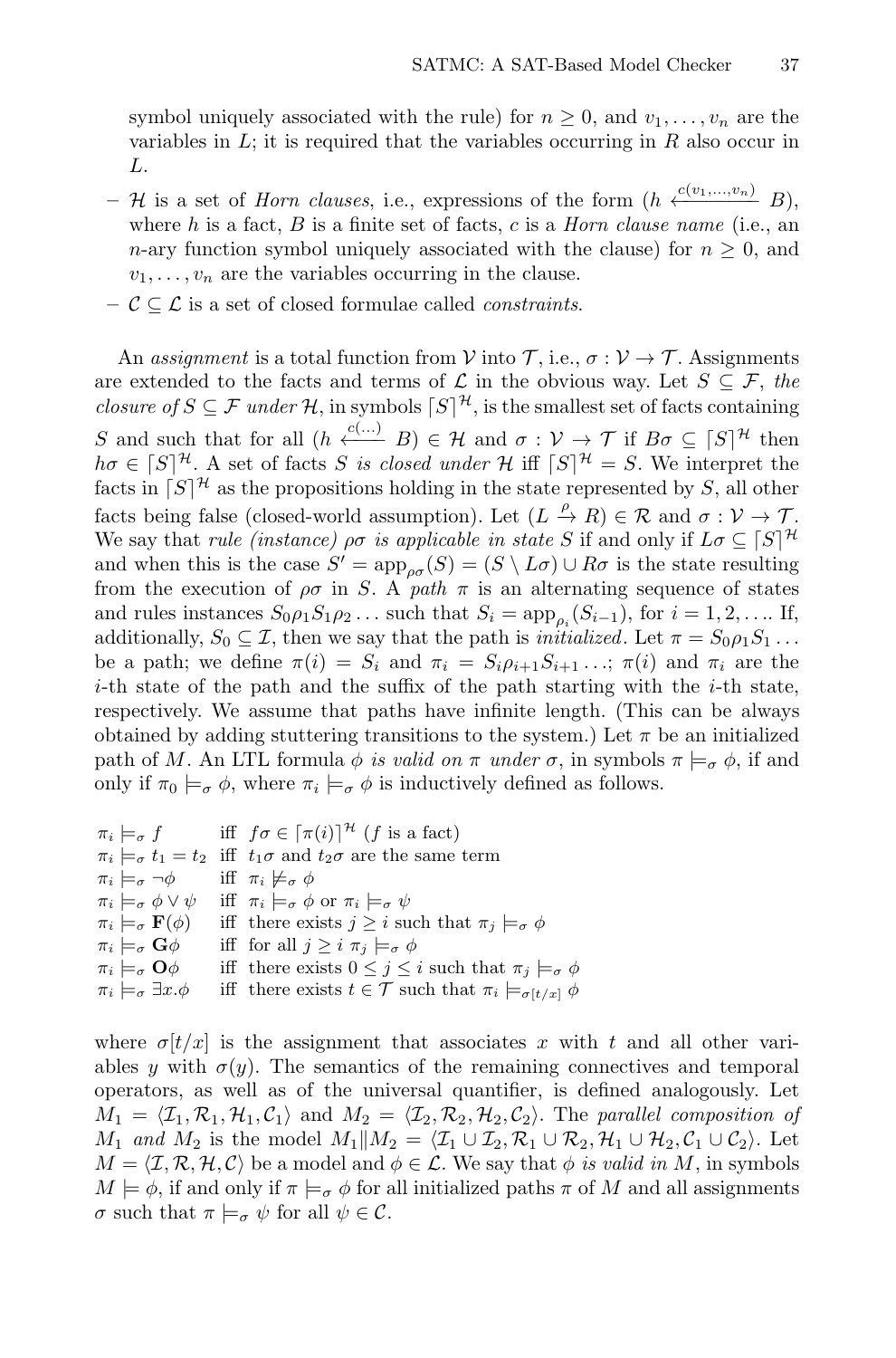symbol uniquely associated with the rule) for $n \geq 0$, and $v_1, \ldots, v_n$ are the variables in $L$; it is required that the variables occurring in $R$ also occur in $L$.

- $\mathcal{H}$ is a set of *Horn clauses*, i.e., expressions of the form $(h \xleftarrow{c(v_1,\ldots,v_n)} B)$, where $h$ is a fact, $B$ is a finite set of facts, $c$ is a *Horn clause name* (i.e., an $n$-ary function symbol uniquely associated with the clause) for $n \geq 0$, and $v_1, \ldots, v_n$ are the variables occurring in the clause.
- $\mathcal{C} \subseteq \mathcal{L}$ is a set of closed formulae called *constraints*.

An *assignment* is a total function from $\mathcal{V}$ into $\mathcal{T}$, i.e., $\sigma : \mathcal{V} \rightarrow \mathcal{T}$. Assignments are extended to the facts and terms of $\mathcal{L}$ in the obvious way. Let $S \subseteq \mathcal{F}$, *the closure of* $S \subseteq \mathcal{F}$ *under* $\mathcal{H}$, in symbols $\lceil S \rceil^{\mathcal{H}}$, is the smallest set of facts containing $S$ and such that for all $(h \xleftarrow{c(\ldots)} B) \in \mathcal{H}$ and $\sigma : \mathcal{V} \rightarrow \mathcal{T}$ if $B\sigma \subseteq \lceil S \rceil^{\mathcal{H}}$ then $h\sigma \in \lceil S \rceil^{\mathcal{H}}$. A set of facts $S$ *is closed under* $\mathcal{H}$ iff $\lceil S \rceil^{\mathcal{H}} = S$. We interpret the facts in $\lceil S \rceil^{\mathcal{H}}$ as the propositions holding in the state represented by $S$, all other facts being false (closed-world assumption). Let $(L \xrightarrow{\rho} R) \in \mathcal{R}$ and $\sigma : \mathcal{V} \rightarrow \mathcal{T}$. We say that *rule (instance)* $\rho\sigma$ *is applicable in state* $S$ if and only if $L\sigma \subseteq \lceil S \rceil^{\mathcal{H}}$ and when this is the case $S' = \mathrm{app}_{\rho\sigma}(S) = (S \setminus L\sigma) \cup R\sigma$ is the state resulting from the execution of $\rho\sigma$ in $S$. A *path* $\pi$ is an alternating sequence of states and rules instances $S_0\rho_1S_1\rho_2\ldots$ such that $S_i = \mathrm{app}_{\rho_i}(S_{i-1})$, for $i = 1, 2, \ldots$. If, additionally, $S_0 \subseteq \mathcal{I}$, then we say that the path is *initialized*. Let $\pi = S_0\rho_1S_1\ldots$ be a path; we define $\pi(i) = S_i$ and $\pi_i = S_i\rho_{i+1}S_{i+1}\ldots$; $\pi(i)$ and $\pi_i$ are the $i$-th state of the path and the suffix of the path starting with the $i$-th state, respectively. We assume that paths have infinite length. (This can be always obtained by adding stuttering transitions to the system.) Let $\pi$ be an initialized path of $M$. An LTL formula $\phi$ *is valid on* $\pi$ *under* $\sigma$, in symbols $\pi \models_\sigma \phi$, if and only if $\pi_0 \models_\sigma \phi$, where $\pi_i \models_\sigma \phi$ is inductively defined as follows.

$$
\begin{array}{lll}
\pi_i \models_\sigma f & \text{iff} & f\sigma \in \lceil \pi(i) \rceil^{\mathcal{H}} \ (f \text{ is a fact}) \\
\pi_i \models_\sigma t_1 = t_2 & \text{iff} & t_1\sigma \text{ and } t_2\sigma \text{ are the same term} \\
\pi_i \models_\sigma \neg\phi & \text{iff} & \pi_i \not\models_\sigma \phi \\
\pi_i \models_\sigma \phi \vee \psi & \text{iff} & \pi_i \models_\sigma \phi \text{ or } \pi_i \models_\sigma \psi \\
\pi_i \models_\sigma \mathbf{F}(\phi) & \text{iff} & \text{there exists } j \geq i \text{ such that } \pi_j \models_\sigma \phi \\
\pi_i \models_\sigma \mathbf{G}\phi & \text{iff} & \text{for all } j \geq i \ \pi_j \models_\sigma \phi \\
\pi_i \models_\sigma \mathbf{O}\phi & \text{iff} & \text{there exists } 0 \leq j \leq i \text{ such that } \pi_j \models_\sigma \phi \\
\pi_i \models_\sigma \exists x.\phi & \text{iff} & \text{there exists } t \in \mathcal{T} \text{ such that } \pi_i \models_{\sigma[t/x]} \phi
\end{array}
$$

where $\sigma[t/x]$ is the assignment that associates $x$ with $t$ and all other variables $y$ with $\sigma(y)$. The semantics of the remaining connectives and temporal operators, as well as of the universal quantifier, is defined analogously. Let $M_1 = \langle \mathcal{I}_1, \mathcal{R}_1, \mathcal{H}_1, \mathcal{C}_1 \rangle$ and $M_2 = \langle \mathcal{I}_2, \mathcal{R}_2, \mathcal{H}_2, \mathcal{C}_2 \rangle$. The *parallel composition of* $M_1$ *and* $M_2$ is the model $M_1 \| M_2 = \langle \mathcal{I}_1 \cup \mathcal{I}_2, \mathcal{R}_1 \cup \mathcal{R}_2, \mathcal{H}_1 \cup \mathcal{H}_2, \mathcal{C}_1 \cup \mathcal{C}_2 \rangle$. Let $M = \langle \mathcal{I}, \mathcal{R}, \mathcal{H}, \mathcal{C} \rangle$ be a model and $\phi \in \mathcal{L}$. We say that $\phi$ *is valid in* $M$, in symbols $M \models \phi$, if and only if $\pi \models_\sigma \phi$ for all initialized paths $\pi$ of $M$ and all assignments $\sigma$ such that $\pi \models_\sigma \psi$ for all $\psi \in \mathcal{C}$.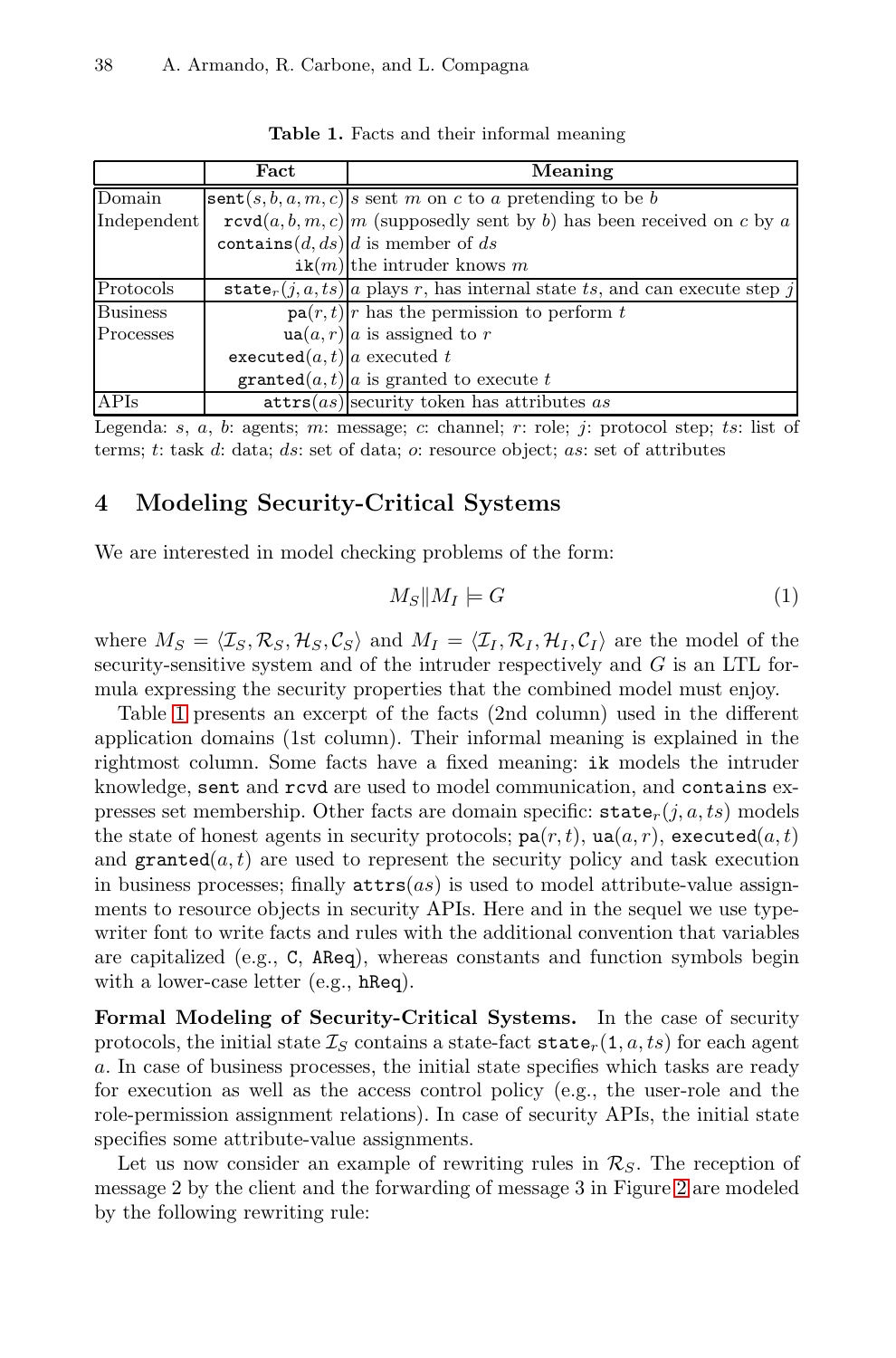**Table 1.** Facts and their informal meaning

| | Fact | Meaning |
|---|---|---|
| Domain Independent | $\texttt{sent}(s, b, a, m, c)$ | $s$ sent $m$ on $c$ to $a$ pretending to be $b$ |
| | $\texttt{rcvd}(a, b, m, c)$ | $m$ (supposedly sent by $b$) has been received on $c$ by $a$ |
| | $\texttt{contains}(d, ds)$ | $d$ is member of $ds$ |
| | $\texttt{ik}(m)$ | the intruder knows $m$ |
| Protocols | $\texttt{state}_r(j, a, ts)$ | $a$ plays $r$, has internal state $ts$, and can execute step $j$ |
| Business Processes | $\texttt{pa}(r, t)$ | $r$ has the permission to perform $t$ |
| | $\texttt{ua}(a, r)$ | $a$ is assigned to $r$ |
| | $\texttt{executed}(a, t)$ | $a$ executed $t$ |
| | $\texttt{granted}(a, t)$ | $a$ is granted to execute $t$ |
| APIs | $\texttt{attrs}(as)$ | security token has attributes $as$ |

Legenda: $s$, $a$, $b$: agents; $m$: message; $c$: channel; $r$: role; $j$: protocol step; $ts$: list of terms; $t$: task $d$: data; $ds$: set of data; $o$: resource object; $as$: set of attributes

## 4 Modeling Security-Critical Systems

We are interested in model checking problems of the form:

$$M_S \| M_I \models G \tag{1}$$

where $M_S = \langle \mathcal{I}_S, \mathcal{R}_S, \mathcal{H}_S, \mathcal{C}_S \rangle$ and $M_I = \langle \mathcal{I}_I, \mathcal{R}_I, \mathcal{H}_I, \mathcal{C}_I \rangle$ are the model of the security-sensitive system and of the intruder respectively and $G$ is an LTL formula expressing the security properties that the combined model must enjoy.

Table 1 presents an excerpt of the facts (2nd column) used in the different application domains (1st column). Their informal meaning is explained in the rightmost column. Some facts have a fixed meaning: `ik` models the intruder knowledge, `sent` and `rcvd` are used to model communication, and `contains` expresses set membership. Other facts are domain specific: $\texttt{state}_r(j, a, ts)$ models the state of honest agents in security protocols; $\texttt{pa}(r, t)$, $\texttt{ua}(a, r)$, $\texttt{executed}(a, t)$ and $\texttt{granted}(a, t)$ are used to represent the security policy and task execution in business processes; finally $\texttt{attrs}(as)$ is used to model attribute-value assignments to resource objects in security APIs. Here and in the sequel we use typewriter font to write facts and rules with the additional convention that variables are capitalized (e.g., `C`, `AReq`), whereas constants and function symbols begin with a lower-case letter (e.g., `hReq`).

**Formal Modeling of Security-Critical Systems.** In the case of security protocols, the initial state $\mathcal{I}_S$ contains a state-fact $\texttt{state}_r(\texttt{1}, a, ts)$ for each agent $a$. In case of business processes, the initial state specifies which tasks are ready for execution as well as the access control policy (e.g., the user-role and the role-permission assignment relations). In case of security APIs, the initial state specifies some attribute-value assignments.

Let us now consider an example of rewriting rules in $\mathcal{R}_S$. The reception of message 2 by the client and the forwarding of message 3 in Figure 2 are modeled by the following rewriting rule: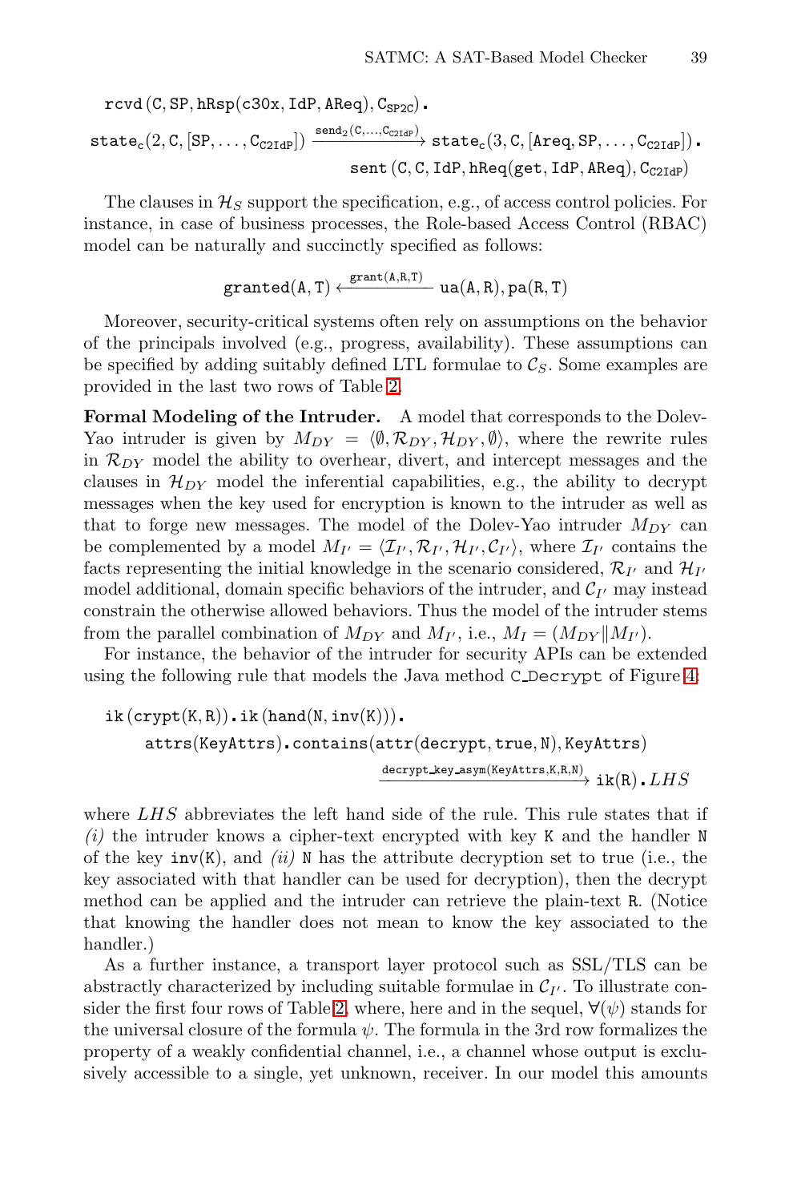$$\mathtt{rcvd(C, SP, hRsp(c30x, IdP, AReq), C_{SP2C})}.$$

$$\mathtt{state_c(2, C, [SP, \ldots, C_{C2IdP}])} \xrightarrow{\mathtt{send_2(C, \ldots, C_{C2IdP})}} \mathtt{state_c(3, C, [Areq, SP, \ldots, C_{C2IdP}])}.$$
$$\mathtt{sent\,(C, C, IdP, hReq(get, IdP, AReq), C_{C2IdP})}$$

The clauses in $\mathcal{H}_S$ support the specification, e.g., of access control policies. For instance, in case of business processes, the Role-based Access Control (RBAC) model can be naturally and succinctly specified as follows:

$$\mathtt{granted(A, T)} \xleftarrow{\mathtt{grant(A, R, T)}} \mathtt{ua(A, R), pa(R, T)}$$

Moreover, security-critical systems often rely on assumptions on the behavior of the principals involved (e.g., progress, availability). These assumptions can be specified by adding suitably defined LTL formulae to $\mathcal{C}_S$. Some examples are provided in the last two rows of Table 2.

**Formal Modeling of the Intruder.** A model that corresponds to the Dolev-Yao intruder is given by $M_{DY} = \langle \emptyset, \mathcal{R}_{DY}, \mathcal{H}_{DY}, \emptyset \rangle$, where the rewrite rules in $\mathcal{R}_{DY}$ model the ability to overhear, divert, and intercept messages and the clauses in $\mathcal{H}_{DY}$ model the inferential capabilities, e.g., the ability to decrypt messages when the key used for encryption is known to the intruder as well as that to forge new messages. The model of the Dolev-Yao intruder $M_{DY}$ can be complemented by a model $M_{I'} = \langle \mathcal{I}_{I'}, \mathcal{R}_{I'}, \mathcal{H}_{I'}, \mathcal{C}_{I'} \rangle$, where $\mathcal{I}_{I'}$ contains the facts representing the initial knowledge in the scenario considered, $\mathcal{R}_{I'}$ and $\mathcal{H}_{I'}$ model additional, domain specific behaviors of the intruder, and $\mathcal{C}_{I'}$ may instead constrain the otherwise allowed behaviors. Thus the model of the intruder stems from the parallel combination of $M_{DY}$ and $M_{I'}$, i.e., $M_I = (M_{DY} \| M_{I'})$.

For instance, the behavior of the intruder for security APIs can be extended using the following rule that models the Java method C_Decrypt of Figure 4:

$$\mathtt{ik\,(crypt(K, R)).ik\,(hand(N, inv(K)))}.$$
$$\mathtt{attrs(KeyAttrs).contains(attr(decrypt, true, N), KeyAttrs)}$$
$$\xrightarrow{\mathtt{decrypt\_key\_asym(KeyAttrs, K, R, N)}} \mathtt{ik(R)}.LHS$$

where $LHS$ abbreviates the left hand side of the rule. This rule states that if *(i)* the intruder knows a cipher-text encrypted with key K and the handler N of the key inv(K), and *(ii)* N has the attribute decryption set to true (i.e., the key associated with that handler can be used for decryption), then the decrypt method can be applied and the intruder can retrieve the plain-text R. (Notice that knowing the handler does not mean to know the key associated to the handler.)

As a further instance, a transport layer protocol such as SSL/TLS can be abstractly characterized by including suitable formulae in $\mathcal{C}_{I'}$. To illustrate consider the first four rows of Table 2, where, here and in the sequel, $\forall(\psi)$ stands for the universal closure of the formula $\psi$. The formula in the 3rd row formalizes the property of a weakly confidential channel, i.e., a channel whose output is exclusively accessible to a single, yet unknown, receiver. In our model this amounts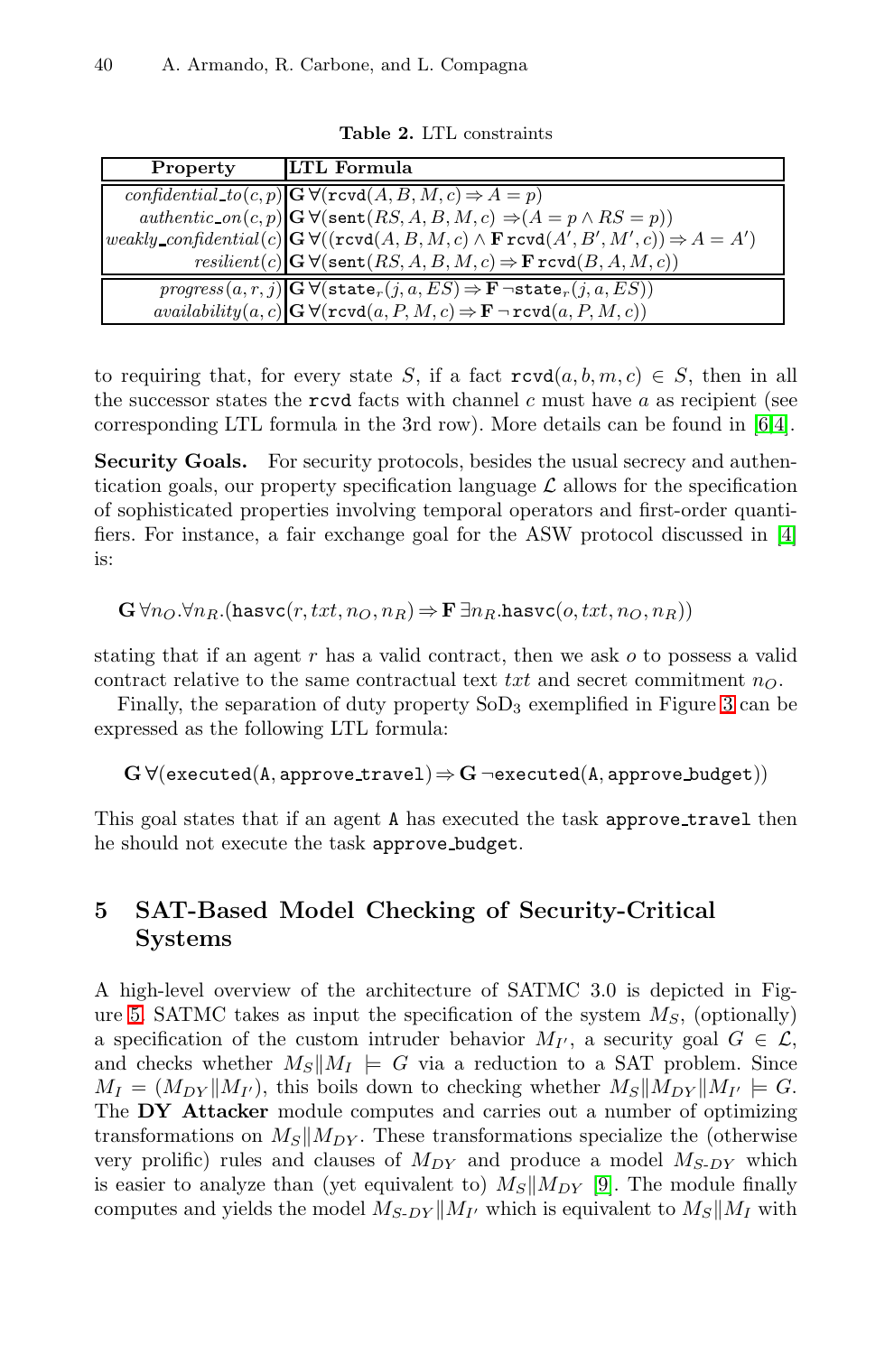**Table 2.** LTL constraints

| Property | LTL Formula |
|---|---|
| $\mathit{confidential\_to}(c, p)$ | $\mathbf{G}\,\forall(\mathtt{rcvd}(A, B, M, c) \Rightarrow A = p)$ |
| $\mathit{authentic\_on}(c, p)$ | $\mathbf{G}\,\forall(\mathtt{sent}(RS, A, B, M, c) \Rightarrow (A = p \wedge RS = p))$ |
| $\mathit{weakly\_confidential}(c)$ | $\mathbf{G}\,\forall((\mathtt{rcvd}(A, B, M, c) \wedge \mathbf{F}\,\mathtt{rcvd}(A', B', M', c)) \Rightarrow A = A')$ |
| $\mathit{resilient}(c)$ | $\mathbf{G}\,\forall(\mathtt{sent}(RS, A, B, M, c) \Rightarrow \mathbf{F}\,\mathtt{rcvd}(B, A, M, c))$ |
| $\mathit{progress}(a, r, j)$ | $\mathbf{G}\,\forall(\mathtt{state}_r(j, a, ES) \Rightarrow \mathbf{F}\,\neg\mathtt{state}_r(j, a, ES))$ |
| $\mathit{availability}(a, c)$ | $\mathbf{G}\,\forall(\mathtt{rcvd}(a, P, M, c) \Rightarrow \mathbf{F}\,\neg\,\mathtt{rcvd}(a, P, M, c))$ |

to requiring that, for every state $S$, if a fact $\mathtt{rcvd}(a, b, m, c) \in S$, then in all the successor states the rcvd facts with channel $c$ must have $a$ as recipient (see corresponding LTL formula in the 3rd row). More details can be found in [6,4].

**Security Goals.** For security protocols, besides the usual secrecy and authentication goals, our property specification language $\mathcal{L}$ allows for the specification of sophisticated properties involving temporal operators and first-order quantifiers. For instance, a fair exchange goal for the ASW protocol discussed in [4] is:

$$\mathbf{G}\,\forall n_O.\forall n_R.(\mathtt{hasvc}(r, txt, n_O, n_R) \Rightarrow \mathbf{F}\,\exists n_R.\mathtt{hasvc}(o, txt, n_O, n_R))$$

stating that if an agent $r$ has a valid contract, then we ask $o$ to possess a valid contract relative to the same contractual text $txt$ and secret commitment $n_O$.

Finally, the separation of duty property $\mathrm{SoD}_3$ exemplified in Figure 3 can be expressed as the following LTL formula:

$$\mathbf{G}\,\forall(\mathtt{executed}(\mathtt{A}, \mathtt{approve\_travel}) \Rightarrow \mathbf{G}\,\neg\mathtt{executed}(\mathtt{A}, \mathtt{approve\_budget}))$$

This goal states that if an agent A has executed the task approve_travel then he should not execute the task approve_budget.

## 5 SAT-Based Model Checking of Security-Critical Systems

A high-level overview of the architecture of SATMC 3.0 is depicted in Figure 5. SATMC takes as input the specification of the system $M_S$, (optionally) a specification of the custom intruder behavior $M_{I'}$, a security goal $G \in \mathcal{L}$, and checks whether $M_S \| M_I \models G$ via a reduction to a SAT problem. Since $M_I = (M_{DY} \| M_{I'})$, this boils down to checking whether $M_S \| M_{DY} \| M_{I'} \models G$. The **DY Attacker** module computes and carries out a number of optimizing transformations on $M_S \| M_{DY}$. These transformations specialize the (otherwise very prolific) rules and clauses of $M_{DY}$ and produce a model $M_{S\text{-}DY}$ which is easier to analyze than (yet equivalent to) $M_S \| M_{DY}$ [9]. The module finally computes and yields the model $M_{S\text{-}DY} \| M_{I'}$ which is equivalent to $M_S \| M_I$ with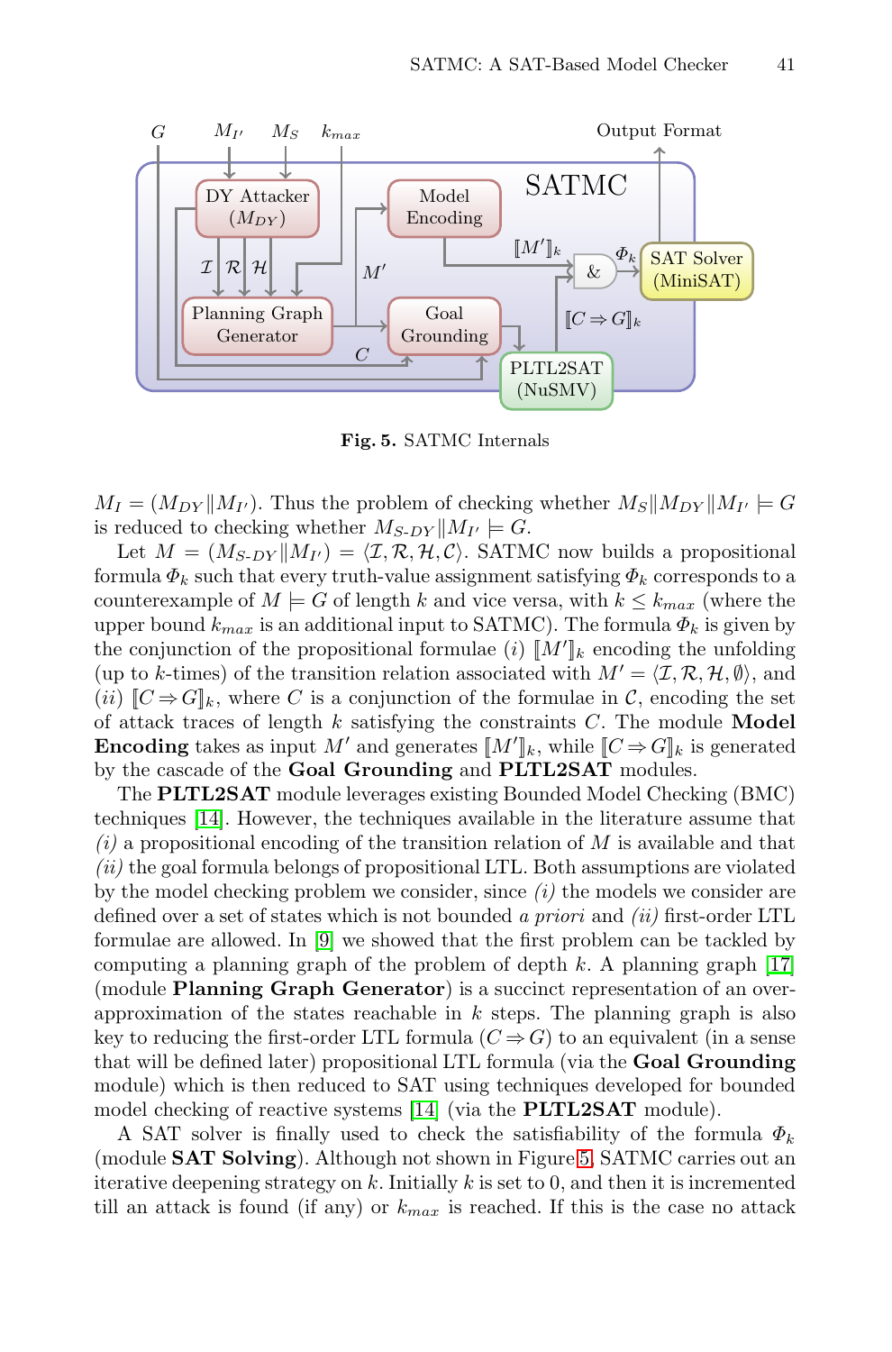**Fig. 5.** SATMC Internals

$M_I = (M_{DY} \| M_{I'})$. Thus the problem of checking whether $M_S \| M_{DY} \| M_{I'} \models G$ is reduced to checking whether $M_{S\text{-}DY} \| M_{I'} \models G$.

Let $M = (M_{S\text{-}DY} \| M_{I'}) = \langle \mathcal{I}, \mathcal{R}, \mathcal{H}, \mathcal{C} \rangle$. SATMC now builds a propositional formula $\Phi_k$ such that every truth-value assignment satisfying $\Phi_k$ corresponds to a counterexample of $M \models G$ of length $k$ and vice versa, with $k \leq k_{max}$ (where the upper bound $k_{max}$ is an additional input to SATMC). The formula $\Phi_k$ is given by the conjunction of the propositional formulae $(i)$ $[\![M']\!]_k$ encoding the unfolding (up to $k$-times) of the transition relation associated with $M' = \langle \mathcal{I}, \mathcal{R}, \mathcal{H}, \emptyset \rangle$, and $(ii)$ $[\![C \Rightarrow G]\!]_k$, where $C$ is a conjunction of the formulae in $\mathcal{C}$, encoding the set of attack traces of length $k$ satisfying the constraints $C$. The module **Model Encoding** takes as input $M'$ and generates $[\![M']\!]_k$, while $[\![C \Rightarrow G]\!]_k$ is generated by the cascade of the **Goal Grounding** and **PLTL2SAT** modules.

The **PLTL2SAT** module leverages existing Bounded Model Checking (BMC) techniques [14]. However, the techniques available in the literature assume that *(i)* a propositional encoding of the transition relation of $M$ is available and that *(ii)* the goal formula belongs of propositional LTL. Both assumptions are violated by the model checking problem we consider, since *(i)* the models we consider are defined over a set of states which is not bounded *a priori* and *(ii)* first-order LTL formulae are allowed. In [9] we showed that the first problem can be tackled by computing a planning graph of the problem of depth $k$. A planning graph [17] (module **Planning Graph Generator**) is a succinct representation of an over-approximation of the states reachable in $k$ steps. The planning graph is also key to reducing the first-order LTL formula $(C \Rightarrow G)$ to an equivalent (in a sense that will be defined later) propositional LTL formula (via the **Goal Grounding** module) which is then reduced to SAT using techniques developed for bounded model checking of reactive systems [14] (via the **PLTL2SAT** module).

A SAT solver is finally used to check the satisfiability of the formula $\Phi_k$ (module **SAT Solving**). Although not shown in Figure 5, SATMC carries out an iterative deepening strategy on $k$. Initially $k$ is set to 0, and then it is incremented till an attack is found (if any) or $k_{max}$ is reached. If this is the case no attack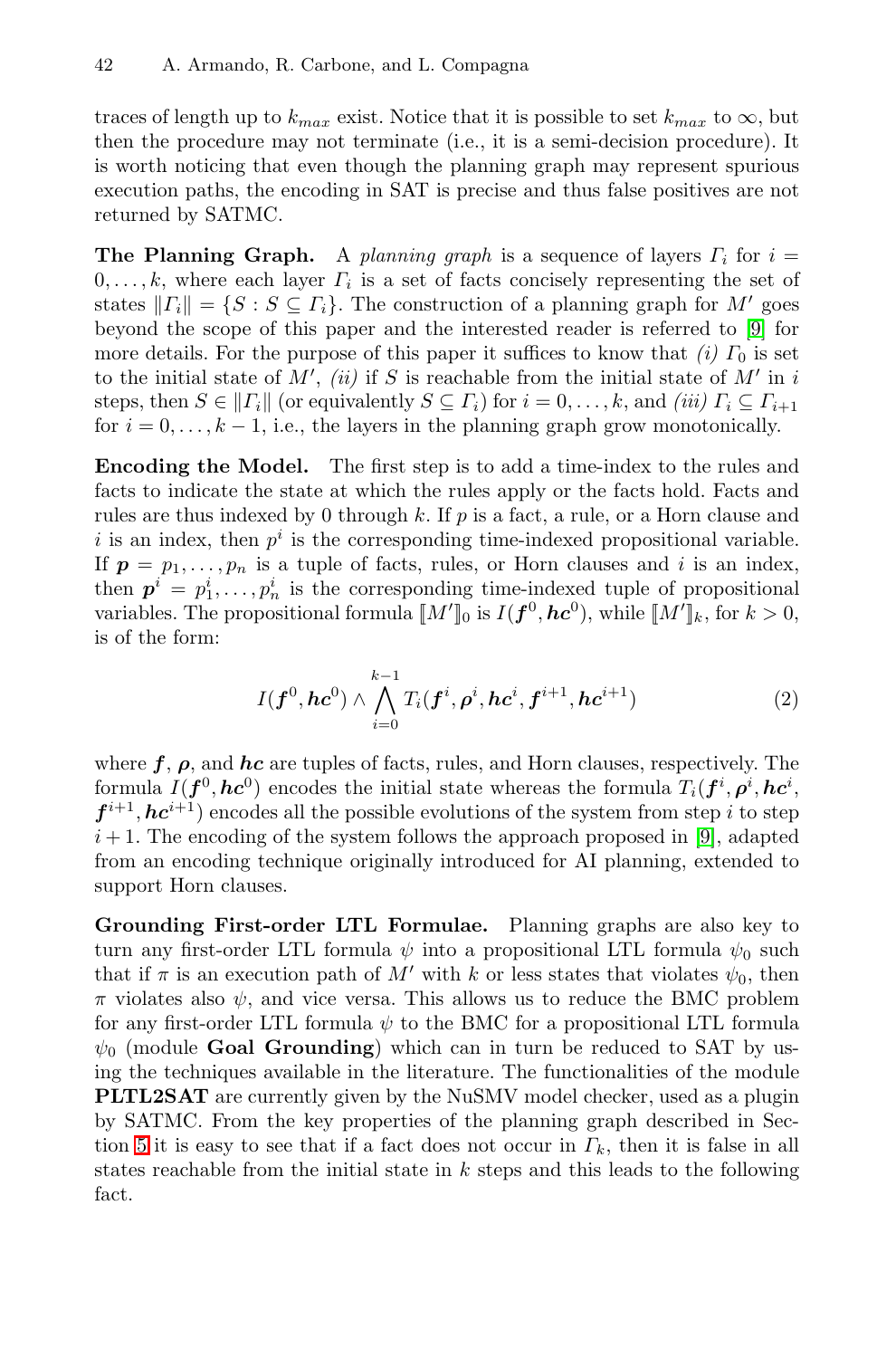traces of length up to $k_{max}$ exist. Notice that it is possible to set $k_{max}$ to $\infty$, but then the procedure may not terminate (i.e., it is a semi-decision procedure). It is worth noticing that even though the planning graph may represent spurious execution paths, the encoding in SAT is precise and thus false positives are not returned by SATMC.

**The Planning Graph.** A *planning graph* is a sequence of layers $\Gamma_i$ for $i = 0, \ldots, k$, where each layer $\Gamma_i$ is a set of facts concisely representing the set of states $\|\Gamma_i\| = \{S : S \subseteq \Gamma_i\}$. The construction of a planning graph for $M'$ goes beyond the scope of this paper and the interested reader is referred to [9] for more details. For the purpose of this paper it suffices to know that *(i)* $\Gamma_0$ is set to the initial state of $M'$, *(ii)* if $S$ is reachable from the initial state of $M'$ in $i$ steps, then $S \in \|\Gamma_i\|$ (or equivalently $S \subseteq \Gamma_i$) for $i = 0, \ldots, k$, and *(iii)* $\Gamma_i \subseteq \Gamma_{i+1}$ for $i = 0, \ldots, k-1$, i.e., the layers in the planning graph grow monotonically.

**Encoding the Model.** The first step is to add a time-index to the rules and facts to indicate the state at which the rules apply or the facts hold. Facts and rules are thus indexed by 0 through $k$. If $p$ is a fact, a rule, or a Horn clause and $i$ is an index, then $p^i$ is the corresponding time-indexed propositional variable. If $\boldsymbol{p} = p_1, \ldots, p_n$ is a tuple of facts, rules, or Horn clauses and $i$ is an index, then $\boldsymbol{p}^i = p_1^i, \ldots, p_n^i$ is the corresponding time-indexed tuple of propositional variables. The propositional formula $[\![M']\!]_0$ is $I(\boldsymbol{f}^0, \boldsymbol{hc}^0)$, while $[\![M']\!]_k$, for $k > 0$, is of the form:

$$I(\boldsymbol{f}^0, \boldsymbol{hc}^0) \wedge \bigwedge_{i=0}^{k-1} T_i(\boldsymbol{f}^i, \boldsymbol{\rho}^i, \boldsymbol{hc}^i, \boldsymbol{f}^{i+1}, \boldsymbol{hc}^{i+1}) \tag{2}$$

where $\boldsymbol{f}$, $\boldsymbol{\rho}$, and $\boldsymbol{hc}$ are tuples of facts, rules, and Horn clauses, respectively. The formula $I(\boldsymbol{f}^0, \boldsymbol{hc}^0)$ encodes the initial state whereas the formula $T_i(\boldsymbol{f}^i, \boldsymbol{\rho}^i, \boldsymbol{hc}^i, \boldsymbol{f}^{i+1}, \boldsymbol{hc}^{i+1})$ encodes all the possible evolutions of the system from step $i$ to step $i+1$. The encoding of the system follows the approach proposed in [9], adapted from an encoding technique originally introduced for AI planning, extended to support Horn clauses.

**Grounding First-order LTL Formulae.** Planning graphs are also key to turn any first-order LTL formula $\psi$ into a propositional LTL formula $\psi_0$ such that if $\pi$ is an execution path of $M'$ with $k$ or less states that violates $\psi_0$, then $\pi$ violates also $\psi$, and vice versa. This allows us to reduce the BMC problem for any first-order LTL formula $\psi$ to the BMC for a propositional LTL formula $\psi_0$ (module **Goal Grounding**) which can in turn be reduced to SAT by using the techniques available in the literature. The functionalities of the module **PLTL2SAT** are currently given by the NuSMV model checker, used as a plugin by SATMC. From the key properties of the planning graph described in Section 5 it is easy to see that if a fact does not occur in $\Gamma_k$, then it is false in all states reachable from the initial state in $k$ steps and this leads to the following fact.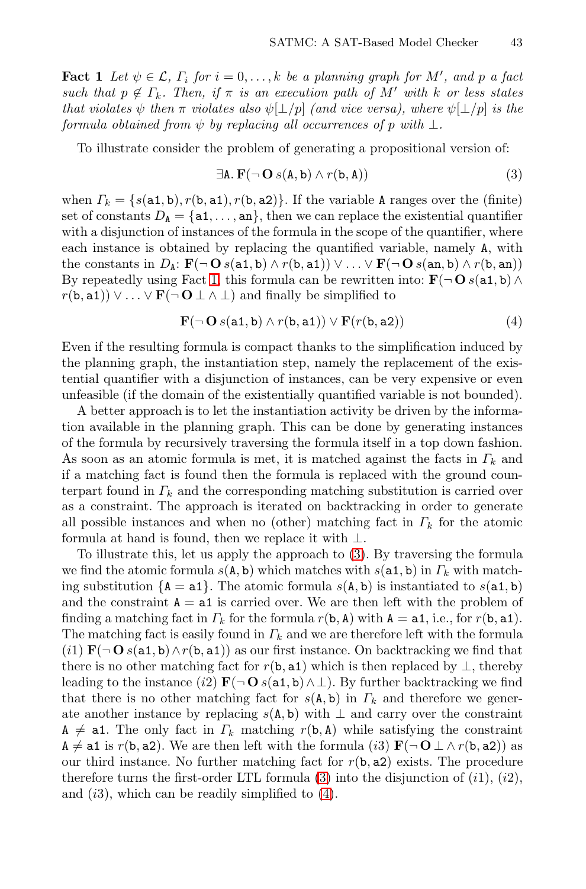**Fact 1** *Let $\psi \in \mathcal{L}$, $\Gamma_i$ for $i = 0, \ldots, k$ be a planning graph for $M'$, and $p$ a fact such that $p \notin \Gamma_k$. Then, if $\pi$ is an execution path of $M'$ with $k$ or less states that violates $\psi$ then $\pi$ violates also $\psi[\bot/p]$ (and vice versa), where $\psi[\bot/p]$ is the formula obtained from $\psi$ by replacing all occurrences of $p$ with $\bot$.*

To illustrate consider the problem of generating a propositional version of:

$$\exists \mathtt{A}.\, \mathbf{F}(\neg\, \mathbf{O}\, s(\mathtt{A}, \mathtt{b}) \wedge r(\mathtt{b}, \mathtt{A})) \tag{3}$$

when $\Gamma_k = \{s(\mathtt{a1}, \mathtt{b}), r(\mathtt{b}, \mathtt{a1}), r(\mathtt{b}, \mathtt{a2})\}$. If the variable $\mathtt{A}$ ranges over the (finite) set of constants $D_{\mathtt{A}} = \{\mathtt{a1}, \ldots, \mathtt{an}\}$, then we can replace the existential quantifier with a disjunction of instances of the formula in the scope of the quantifier, where each instance is obtained by replacing the quantified variable, namely $\mathtt{A}$, with the constants in $D_{\mathtt{A}}$: $\mathbf{F}(\neg\, \mathbf{O}\, s(\mathtt{a1}, \mathtt{b}) \wedge r(\mathtt{b}, \mathtt{a1})) \vee \ldots \vee \mathbf{F}(\neg\, \mathbf{O}\, s(\mathtt{an}, \mathtt{b}) \wedge r(\mathtt{b}, \mathtt{an}))$ By repeatedly using Fact 1, this formula can be rewritten into: $\mathbf{F}(\neg\, \mathbf{O}\, s(\mathtt{a1}, \mathtt{b}) \wedge r(\mathtt{b}, \mathtt{a1})) \vee \ldots \vee \mathbf{F}(\neg\, \mathbf{O} \bot \wedge \bot)$ and finally be simplified to

$$\mathbf{F}(\neg\, \mathbf{O}\, s(\mathtt{a1}, \mathtt{b}) \wedge r(\mathtt{b}, \mathtt{a1})) \vee \mathbf{F}(r(\mathtt{b}, \mathtt{a2})) \tag{4}$$

Even if the resulting formula is compact thanks to the simplification induced by the planning graph, the instantiation step, namely the replacement of the existential quantifier with a disjunction of instances, can be very expensive or even unfeasible (if the domain of the existentially quantified variable is not bounded).

A better approach is to let the instantiation activity be driven by the information available in the planning graph. This can be done by generating instances of the formula by recursively traversing the formula itself in a top down fashion. As soon as an atomic formula is met, it is matched against the facts in $\Gamma_k$ and if a matching fact is found then the formula is replaced with the ground counterpart found in $\Gamma_k$ and the corresponding matching substitution is carried over as a constraint. The approach is iterated on backtracking in order to generate all possible instances and when no (other) matching fact in $\Gamma_k$ for the atomic formula at hand is found, then we replace it with $\bot$.

To illustrate this, let us apply the approach to (3). By traversing the formula we find the atomic formula $s(\mathtt{A}, \mathtt{b})$ which matches with $s(\mathtt{a1}, \mathtt{b})$ in $\Gamma_k$ with matching substitution $\{\mathtt{A} = \mathtt{a1}\}$. The atomic formula $s(\mathtt{A}, \mathtt{b})$ is instantiated to $s(\mathtt{a1}, \mathtt{b})$ and the constraint $\mathtt{A} = \mathtt{a1}$ is carried over. We are then left with the problem of finding a matching fact in $\Gamma_k$ for the formula $r(\mathtt{b}, \mathtt{A})$ with $\mathtt{A} = \mathtt{a1}$, i.e., for $r(\mathtt{b}, \mathtt{a1})$. The matching fact is easily found in $\Gamma_k$ and we are therefore left with the formula $(i1)$ $\mathbf{F}(\neg\, \mathbf{O}\, s(\mathtt{a1}, \mathtt{b}) \wedge r(\mathtt{b}, \mathtt{a1}))$ as our first instance. On backtracking we find that there is no other matching fact for $r(\mathtt{b}, \mathtt{a1})$ which is then replaced by $\bot$, thereby leading to the instance $(i2)$ $\mathbf{F}(\neg\, \mathbf{O}\, s(\mathtt{a1}, \mathtt{b}) \wedge \bot)$. By further backtracking we find that there is no other matching fact for $s(\mathtt{A}, \mathtt{b})$ in $\Gamma_k$ and therefore we generate another instance by replacing $s(\mathtt{A}, \mathtt{b})$ with $\bot$ and carry over the constraint $\mathtt{A} \neq \mathtt{a1}$. The only fact in $\Gamma_k$ matching $r(\mathtt{b}, \mathtt{A})$ while satisfying the constraint $\mathtt{A} \neq \mathtt{a1}$ is $r(\mathtt{b}, \mathtt{a2})$. We are then left with the formula $(i3)$ $\mathbf{F}(\neg\, \mathbf{O} \bot \wedge r(\mathtt{b}, \mathtt{a2}))$ as our third instance. No further matching fact for $r(\mathtt{b}, \mathtt{a2})$ exists. The procedure therefore turns the first-order LTL formula (3) into the disjunction of $(i1)$, $(i2)$, and $(i3)$, which can be readily simplified to (4).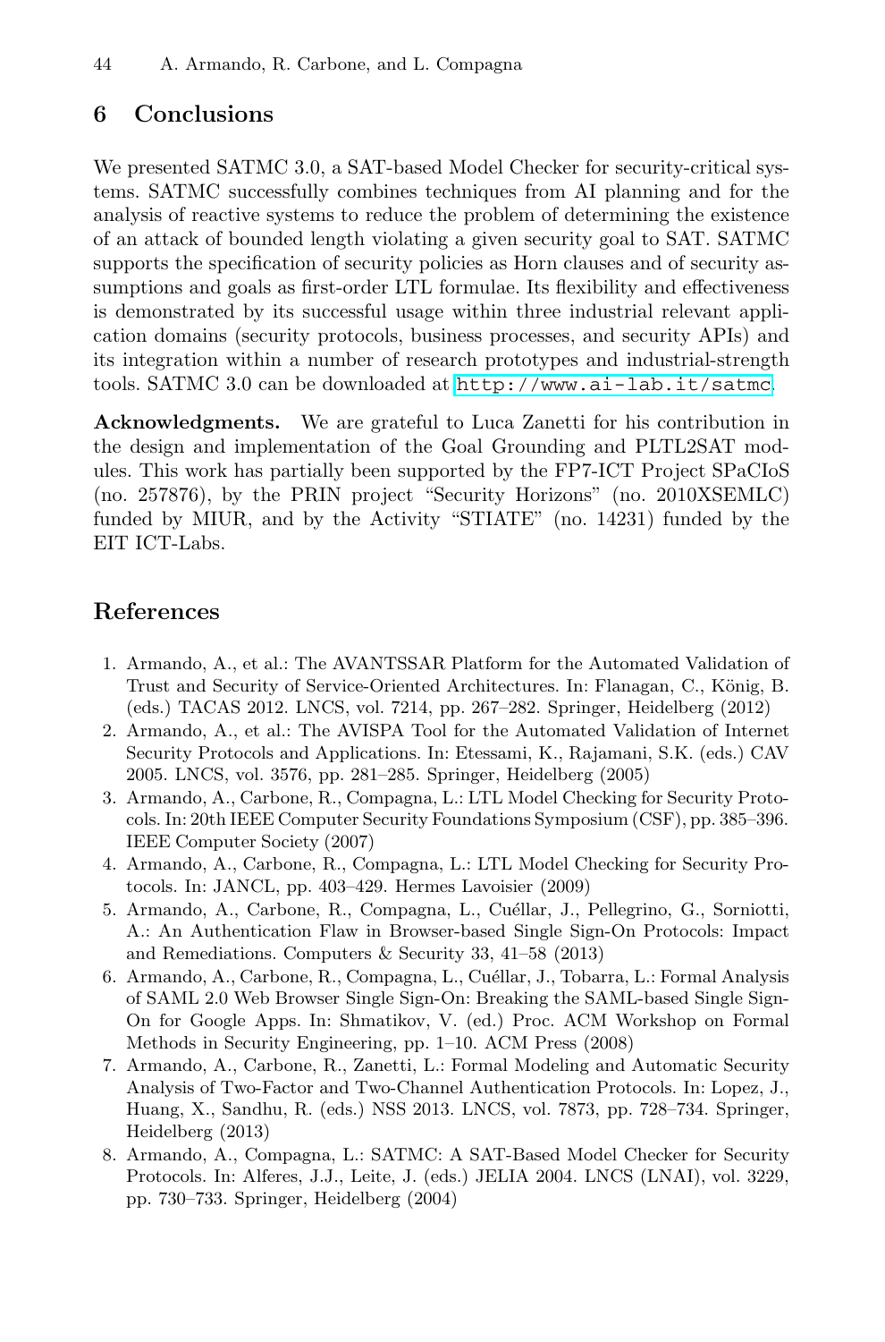## 6 Conclusions

We presented SATMC 3.0, a SAT-based Model Checker for security-critical systems. SATMC successfully combines techniques from AI planning and for the analysis of reactive systems to reduce the problem of determining the existence of an attack of bounded length violating a given security goal to SAT. SATMC supports the specification of security policies as Horn clauses and of security assumptions and goals as first-order LTL formulae. Its flexibility and effectiveness is demonstrated by its successful usage within three industrial relevant application domains (security protocols, business processes, and security APIs) and its integration within a number of research prototypes and industrial-strength tools. SATMC 3.0 can be downloaded at http://www.ai-lab.it/satmc.

**Acknowledgments.** We are grateful to Luca Zanetti for his contribution in the design and implementation of the Goal Grounding and PLTL2SAT modules. This work has partially been supported by the FP7-ICT Project SPaCIoS (no. 257876), by the PRIN project "Security Horizons" (no. 2010XSEMLC) funded by MIUR, and by the Activity "STIATE" (no. 14231) funded by the EIT ICT-Labs.

## References

1. Armando, A., et al.: The AVANTSSAR Platform for the Automated Validation of Trust and Security of Service-Oriented Architectures. In: Flanagan, C., König, B. (eds.) TACAS 2012. LNCS, vol. 7214, pp. 267–282. Springer, Heidelberg (2012)
2. Armando, A., et al.: The AVISPA Tool for the Automated Validation of Internet Security Protocols and Applications. In: Etessami, K., Rajamani, S.K. (eds.) CAV 2005. LNCS, vol. 3576, pp. 281–285. Springer, Heidelberg (2005)
3. Armando, A., Carbone, R., Compagna, L.: LTL Model Checking for Security Protocols. In: 20th IEEE Computer Security Foundations Symposium (CSF), pp. 385–396. IEEE Computer Society (2007)
4. Armando, A., Carbone, R., Compagna, L.: LTL Model Checking for Security Protocols. In: JANCL, pp. 403–429. Hermes Lavoisier (2009)
5. Armando, A., Carbone, R., Compagna, L., Cuéllar, J., Pellegrino, G., Sorniotti, A.: An Authentication Flaw in Browser-based Single Sign-On Protocols: Impact and Remediations. Computers & Security 33, 41–58 (2013)
6. Armando, A., Carbone, R., Compagna, L., Cuéllar, J., Tobarra, L.: Formal Analysis of SAML 2.0 Web Browser Single Sign-On: Breaking the SAML-based Single Sign-On for Google Apps. In: Shmatikov, V. (ed.) Proc. ACM Workshop on Formal Methods in Security Engineering, pp. 1–10. ACM Press (2008)
7. Armando, A., Carbone, R., Zanetti, L.: Formal Modeling and Automatic Security Analysis of Two-Factor and Two-Channel Authentication Protocols. In: Lopez, J., Huang, X., Sandhu, R. (eds.) NSS 2013. LNCS, vol. 7873, pp. 728–734. Springer, Heidelberg (2013)
8. Armando, A., Compagna, L.: SATMC: A SAT-Based Model Checker for Security Protocols. In: Alferes, J.J., Leite, J. (eds.) JELIA 2004. LNCS (LNAI), vol. 3229, pp. 730–733. Springer, Heidelberg (2004)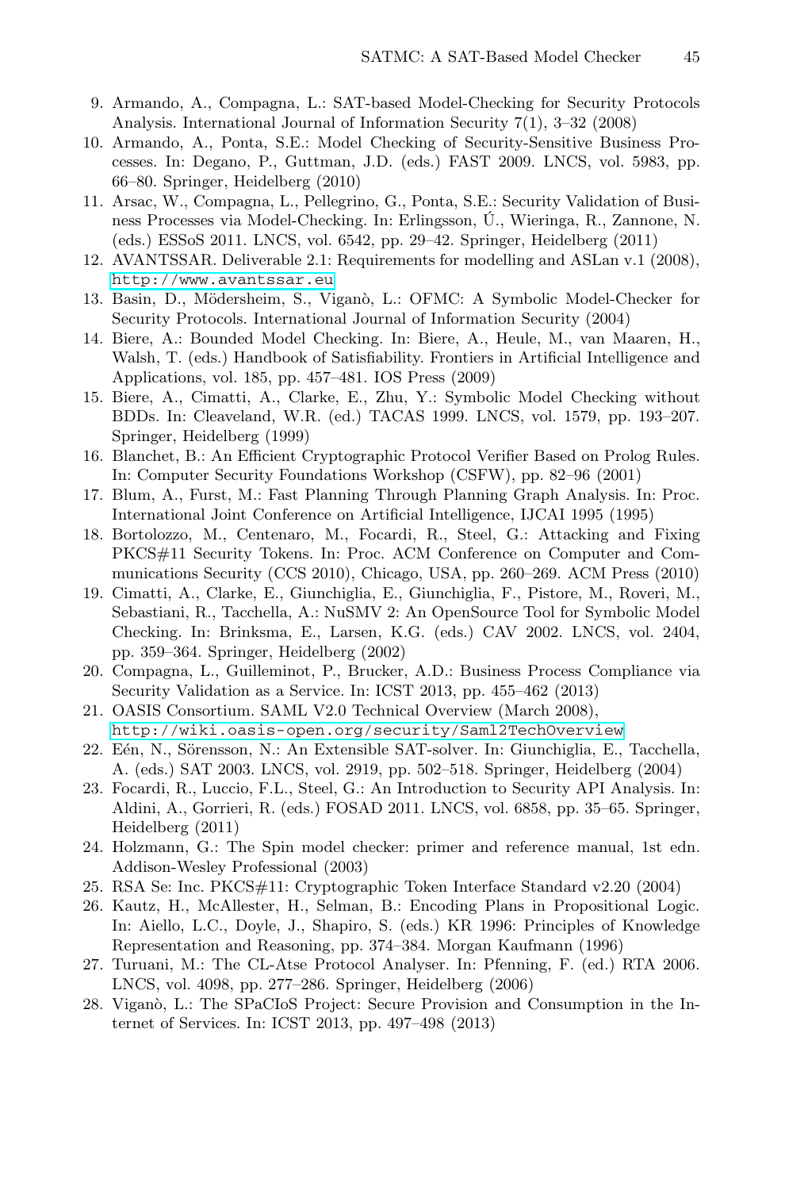9. Armando, A., Compagna, L.: SAT-based Model-Checking for Security Protocols Analysis. International Journal of Information Security 7(1), 3–32 (2008)
10. Armando, A., Ponta, S.E.: Model Checking of Security-Sensitive Business Processes. In: Degano, P., Guttman, J.D. (eds.) FAST 2009. LNCS, vol. 5983, pp. 66–80. Springer, Heidelberg (2010)
11. Arsac, W., Compagna, L., Pellegrino, G., Ponta, S.E.: Security Validation of Business Processes via Model-Checking. In: Erlingsson, Ú., Wieringa, R., Zannone, N. (eds.) ESSoS 2011. LNCS, vol. 6542, pp. 29–42. Springer, Heidelberg (2011)
12. AVANTSSAR. Deliverable 2.1: Requirements for modelling and ASLan v.1 (2008), http://www.avantssar.eu
13. Basin, D., Mödersheim, S., Viganò, L.: OFMC: A Symbolic Model-Checker for Security Protocols. International Journal of Information Security (2004)
14. Biere, A.: Bounded Model Checking. In: Biere, A., Heule, M., van Maaren, H., Walsh, T. (eds.) Handbook of Satisfiability. Frontiers in Artificial Intelligence and Applications, vol. 185, pp. 457–481. IOS Press (2009)
15. Biere, A., Cimatti, A., Clarke, E., Zhu, Y.: Symbolic Model Checking without BDDs. In: Cleaveland, W.R. (ed.) TACAS 1999. LNCS, vol. 1579, pp. 193–207. Springer, Heidelberg (1999)
16. Blanchet, B.: An Efficient Cryptographic Protocol Verifier Based on Prolog Rules. In: Computer Security Foundations Workshop (CSFW), pp. 82–96 (2001)
17. Blum, A., Furst, M.: Fast Planning Through Planning Graph Analysis. In: Proc. International Joint Conference on Artificial Intelligence, IJCAI 1995 (1995)
18. Bortolozzo, M., Centenaro, M., Focardi, R., Steel, G.: Attacking and Fixing PKCS#11 Security Tokens. In: Proc. ACM Conference on Computer and Communications Security (CCS 2010), Chicago, USA, pp. 260–269. ACM Press (2010)
19. Cimatti, A., Clarke, E., Giunchiglia, E., Giunchiglia, F., Pistore, M., Roveri, M., Sebastiani, R., Tacchella, A.: NuSMV 2: An OpenSource Tool for Symbolic Model Checking. In: Brinksma, E., Larsen, K.G. (eds.) CAV 2002. LNCS, vol. 2404, pp. 359–364. Springer, Heidelberg (2002)
20. Compagna, L., Guilleminot, P., Brucker, A.D.: Business Process Compliance via Security Validation as a Service. In: ICST 2013, pp. 455–462 (2013)
21. OASIS Consortium. SAML V2.0 Technical Overview (March 2008), http://wiki.oasis-open.org/security/Saml2TechOverview
22. Eén, N., Sörensson, N.: An Extensible SAT-solver. In: Giunchiglia, E., Tacchella, A. (eds.) SAT 2003. LNCS, vol. 2919, pp. 502–518. Springer, Heidelberg (2004)
23. Focardi, R., Luccio, F.L., Steel, G.: An Introduction to Security API Analysis. In: Aldini, A., Gorrieri, R. (eds.) FOSAD 2011. LNCS, vol. 6858, pp. 35–65. Springer, Heidelberg (2011)
24. Holzmann, G.: The Spin model checker: primer and reference manual, 1st edn. Addison-Wesley Professional (2003)
25. RSA Se: Inc. PKCS#11: Cryptographic Token Interface Standard v2.20 (2004)
26. Kautz, H., McAllester, H., Selman, B.: Encoding Plans in Propositional Logic. In: Aiello, L.C., Doyle, J., Shapiro, S. (eds.) KR 1996: Principles of Knowledge Representation and Reasoning, pp. 374–384. Morgan Kaufmann (1996)
27. Turuani, M.: The CL-Atse Protocol Analyser. In: Pfenning, F. (ed.) RTA 2006. LNCS, vol. 4098, pp. 277–286. Springer, Heidelberg (2006)
28. Viganò, L.: The SPaCIoS Project: Secure Provision and Consumption in the Internet of Services. In: ICST 2013, pp. 497–498 (2013)